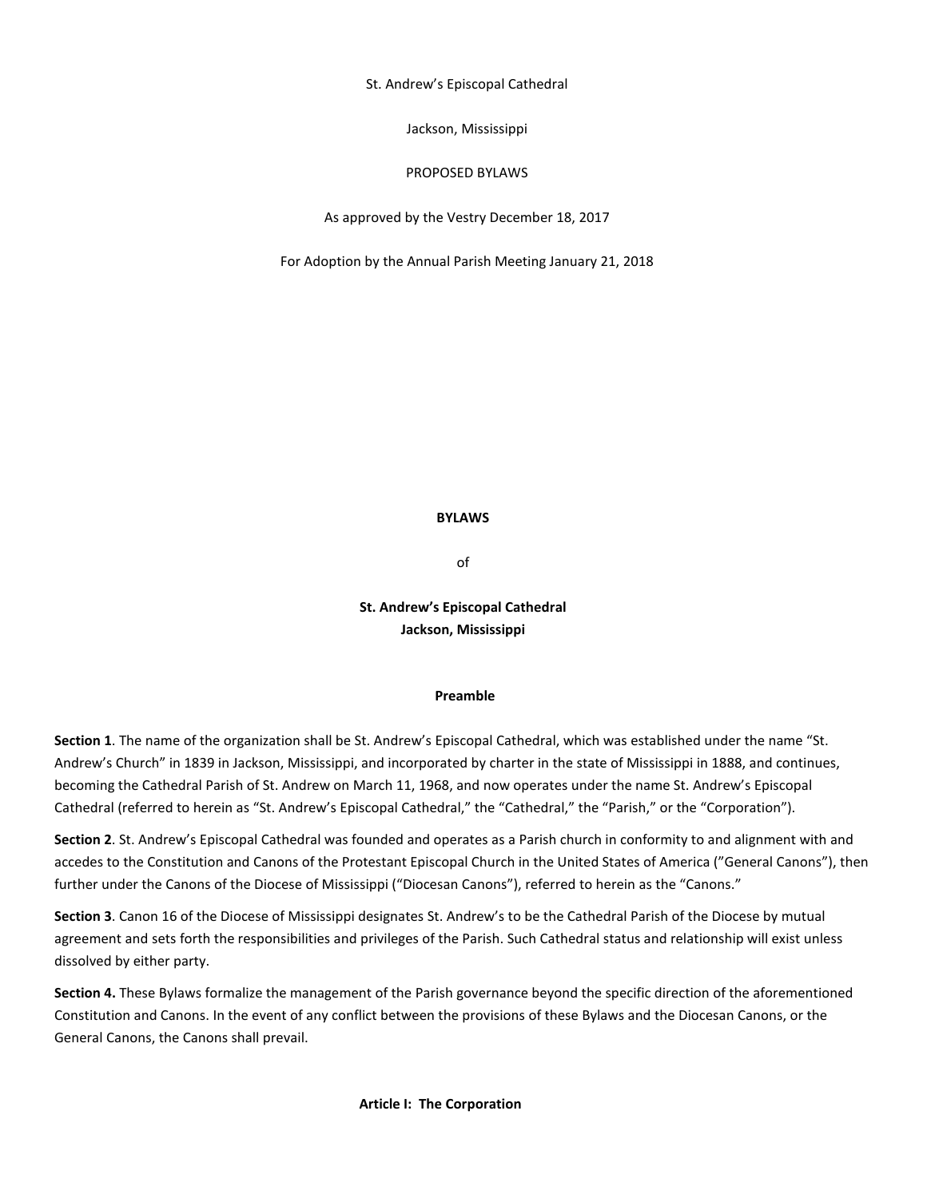St. Andrew's Episcopal Cathedral

Jackson, Mississippi

PROPOSED BYLAWS

As approved by the Vestry December 18, 2017

For Adoption by the Annual Parish Meeting January 21, 2018

# BYLAWS

of

# St. Andrew's Episcopal Cathedral
# Jackson, Mississippi

## Preamble

**Section 1**. The name of the organization shall be St. Andrew's Episcopal Cathedral, which was established under the name "St. Andrew's Church" in 1839 in Jackson, Mississippi, and incorporated by charter in the state of Mississippi in 1888, and continues, becoming the Cathedral Parish of St. Andrew on March 11, 1968, and now operates under the name St. Andrew's Episcopal Cathedral (referred to herein as "St. Andrew's Episcopal Cathedral," the "Cathedral," the "Parish," or the "Corporation").

**Section 2**. St. Andrew's Episcopal Cathedral was founded and operates as a Parish church in conformity to and alignment with and accedes to the Constitution and Canons of the Protestant Episcopal Church in the United States of America ("General Canons"), then further under the Canons of the Diocese of Mississippi ("Diocesan Canons"), referred to herein as the "Canons."

**Section 3**. Canon 16 of the Diocese of Mississippi designates St. Andrew's to be the Cathedral Parish of the Diocese by mutual agreement and sets forth the responsibilities and privileges of the Parish. Such Cathedral status and relationship will exist unless dissolved by either party.

**Section 4.** These Bylaws formalize the management of the Parish governance beyond the specific direction of the aforementioned Constitution and Canons. In the event of any conflict between the provisions of these Bylaws and the Diocesan Canons, or the General Canons, the Canons shall prevail.

## Article I: The Corporation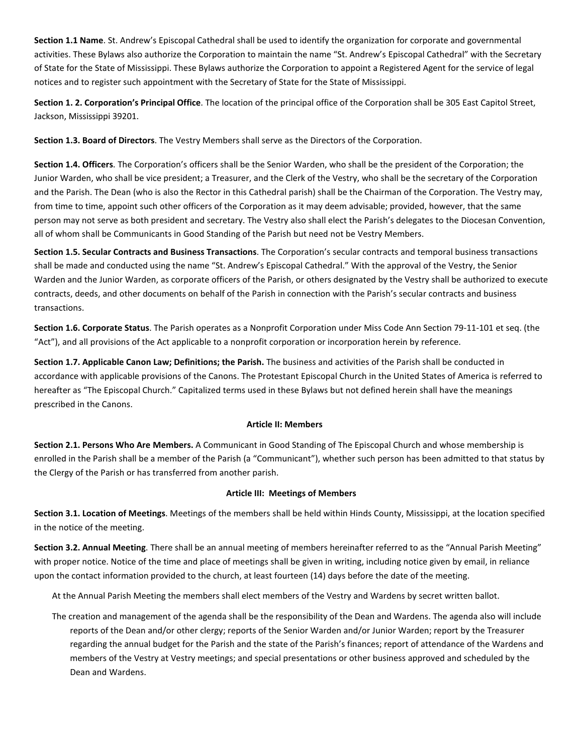**Section 1.1 Name**. St. Andrew's Episcopal Cathedral shall be used to identify the organization for corporate and governmental activities. These Bylaws also authorize the Corporation to maintain the name "St. Andrew's Episcopal Cathedral" with the Secretary of State for the State of Mississippi. These Bylaws authorize the Corporation to appoint a Registered Agent for the service of legal notices and to register such appointment with the Secretary of State for the State of Mississippi.

**Section 1. 2. Corporation's Principal Office**. The location of the principal office of the Corporation shall be 305 East Capitol Street, Jackson, Mississippi 39201.

**Section 1.3. Board of Directors**. The Vestry Members shall serve as the Directors of the Corporation.

**Section 1.4. Officers**. The Corporation's officers shall be the Senior Warden, who shall be the president of the Corporation; the Junior Warden, who shall be vice president; a Treasurer, and the Clerk of the Vestry, who shall be the secretary of the Corporation and the Parish. The Dean (who is also the Rector in this Cathedral parish) shall be the Chairman of the Corporation. The Vestry may, from time to time, appoint such other officers of the Corporation as it may deem advisable; provided, however, that the same person may not serve as both president and secretary. The Vestry also shall elect the Parish's delegates to the Diocesan Convention, all of whom shall be Communicants in Good Standing of the Parish but need not be Vestry Members.

**Section 1.5. Secular Contracts and Business Transactions**. The Corporation's secular contracts and temporal business transactions shall be made and conducted using the name "St. Andrew's Episcopal Cathedral." With the approval of the Vestry, the Senior Warden and the Junior Warden, as corporate officers of the Parish, or others designated by the Vestry shall be authorized to execute contracts, deeds, and other documents on behalf of the Parish in connection with the Parish's secular contracts and business transactions.

**Section 1.6. Corporate Status**. The Parish operates as a Nonprofit Corporation under Miss Code Ann Section 79-11-101 et seq. (the "Act"), and all provisions of the Act applicable to a nonprofit corporation or incorporation herein by reference.

**Section 1.7. Applicable Canon Law; Definitions; the Parish.** The business and activities of the Parish shall be conducted in accordance with applicable provisions of the Canons. The Protestant Episcopal Church in the United States of America is referred to hereafter as "The Episcopal Church." Capitalized terms used in these Bylaws but not defined herein shall have the meanings prescribed in the Canons.

## Article II: Members

**Section 2.1. Persons Who Are Members.** A Communicant in Good Standing of The Episcopal Church and whose membership is enrolled in the Parish shall be a member of the Parish (a "Communicant"), whether such person has been admitted to that status by the Clergy of the Parish or has transferred from another parish.

## Article III: Meetings of Members

**Section 3.1. Location of Meetings**. Meetings of the members shall be held within Hinds County, Mississippi, at the location specified in the notice of the meeting.

**Section 3.2. Annual Meeting**. There shall be an annual meeting of members hereinafter referred to as the "Annual Parish Meeting" with proper notice. Notice of the time and place of meetings shall be given in writing, including notice given by email, in reliance upon the contact information provided to the church, at least fourteen (14) days before the date of the meeting.

At the Annual Parish Meeting the members shall elect members of the Vestry and Wardens by secret written ballot.

The creation and management of the agenda shall be the responsibility of the Dean and Wardens. The agenda also will include reports of the Dean and/or other clergy; reports of the Senior Warden and/or Junior Warden; report by the Treasurer regarding the annual budget for the Parish and the state of the Parish's finances; report of attendance of the Wardens and members of the Vestry at Vestry meetings; and special presentations or other business approved and scheduled by the Dean and Wardens.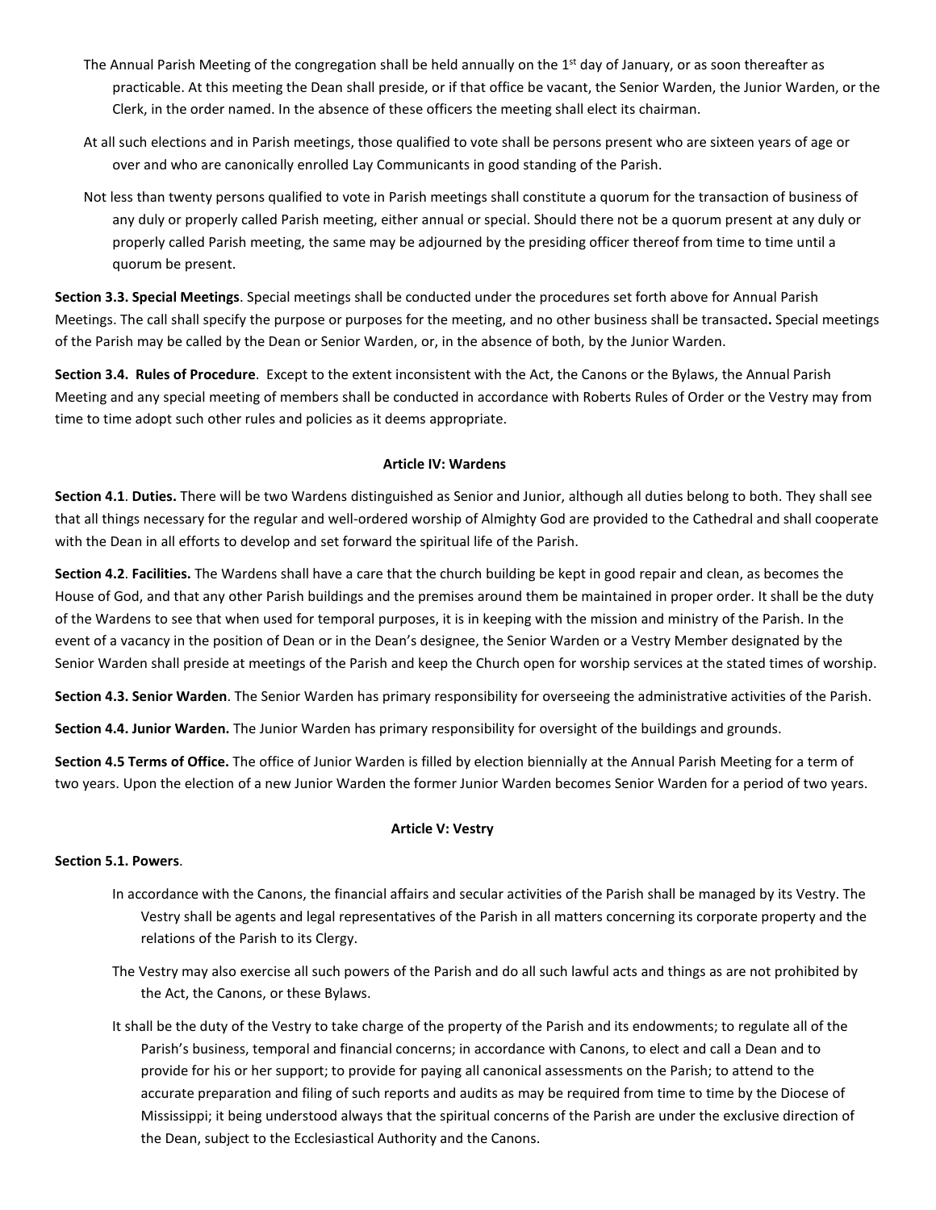The Annual Parish Meeting of the congregation shall be held annually on the 1st day of January, or as soon thereafter as practicable. At this meeting the Dean shall preside, or if that office be vacant, the Senior Warden, the Junior Warden, or the Clerk, in the order named. In the absence of these officers the meeting shall elect its chairman.

At all such elections and in Parish meetings, those qualified to vote shall be persons present who are sixteen years of age or over and who are canonically enrolled Lay Communicants in good standing of the Parish.

Not less than twenty persons qualified to vote in Parish meetings shall constitute a quorum for the transaction of business of any duly or properly called Parish meeting, either annual or special. Should there not be a quorum present at any duly or properly called Parish meeting, the same may be adjourned by the presiding officer thereof from time to time until a quorum be present.

**Section 3.3. Special Meetings**. Special meetings shall be conducted under the procedures set forth above for Annual Parish Meetings. The call shall specify the purpose or purposes for the meeting, and no other business shall be transacted**.** Special meetings of the Parish may be called by the Dean or Senior Warden, or, in the absence of both, by the Junior Warden.

**Section 3.4. Rules of Procedure**. Except to the extent inconsistent with the Act, the Canons or the Bylaws, the Annual Parish Meeting and any special meeting of members shall be conducted in accordance with Roberts Rules of Order or the Vestry may from time to time adopt such other rules and policies as it deems appropriate.

## Article IV: Wardens

**Section 4.1**. **Duties.** There will be two Wardens distinguished as Senior and Junior, although all duties belong to both. They shall see that all things necessary for the regular and well-ordered worship of Almighty God are provided to the Cathedral and shall cooperate with the Dean in all efforts to develop and set forward the spiritual life of the Parish.

**Section 4.2**. **Facilities.** The Wardens shall have a care that the church building be kept in good repair and clean, as becomes the House of God, and that any other Parish buildings and the premises around them be maintained in proper order. It shall be the duty of the Wardens to see that when used for temporal purposes, it is in keeping with the mission and ministry of the Parish. In the event of a vacancy in the position of Dean or in the Dean's designee, the Senior Warden or a Vestry Member designated by the Senior Warden shall preside at meetings of the Parish and keep the Church open for worship services at the stated times of worship.

**Section 4.3. Senior Warden**. The Senior Warden has primary responsibility for overseeing the administrative activities of the Parish.

**Section 4.4. Junior Warden.** The Junior Warden has primary responsibility for oversight of the buildings and grounds.

**Section 4.5 Terms of Office.** The office of Junior Warden is filled by election biennially at the Annual Parish Meeting for a term of two years. Upon the election of a new Junior Warden the former Junior Warden becomes Senior Warden for a period of two years.

## Article V: Vestry

**Section 5.1. Powers**.

In accordance with the Canons, the financial affairs and secular activities of the Parish shall be managed by its Vestry. The Vestry shall be agents and legal representatives of the Parish in all matters concerning its corporate property and the relations of the Parish to its Clergy.

The Vestry may also exercise all such powers of the Parish and do all such lawful acts and things as are not prohibited by the Act, the Canons, or these Bylaws.

It shall be the duty of the Vestry to take charge of the property of the Parish and its endowments; to regulate all of the Parish's business, temporal and financial concerns; in accordance with Canons, to elect and call a Dean and to provide for his or her support; to provide for paying all canonical assessments on the Parish; to attend to the accurate preparation and filing of such reports and audits as may be required from time to time by the Diocese of Mississippi; it being understood always that the spiritual concerns of the Parish are under the exclusive direction of the Dean, subject to the Ecclesiastical Authority and the Canons.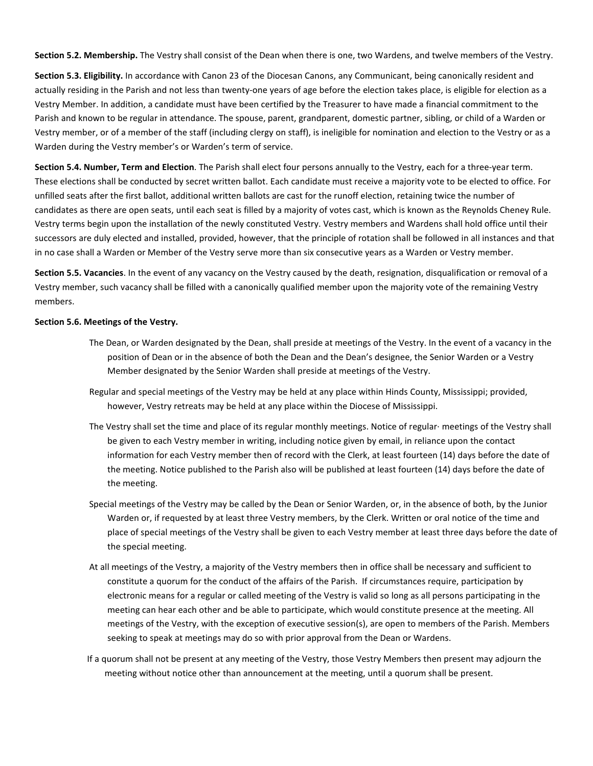**Section 5.2. Membership.** The Vestry shall consist of the Dean when there is one, two Wardens, and twelve members of the Vestry.

**Section 5.3. Eligibility.** In accordance with Canon 23 of the Diocesan Canons, any Communicant, being canonically resident and actually residing in the Parish and not less than twenty-one years of age before the election takes place, is eligible for election as a Vestry Member. In addition, a candidate must have been certified by the Treasurer to have made a financial commitment to the Parish and known to be regular in attendance. The spouse, parent, grandparent, domestic partner, sibling, or child of a Warden or Vestry member, or of a member of the staff (including clergy on staff), is ineligible for nomination and election to the Vestry or as a Warden during the Vestry member's or Warden's term of service.

**Section 5.4. Number, Term and Election**. The Parish shall elect four persons annually to the Vestry, each for a three-year term. These elections shall be conducted by secret written ballot. Each candidate must receive a majority vote to be elected to office. For unfilled seats after the first ballot, additional written ballots are cast for the runoff election, retaining twice the number of candidates as there are open seats, until each seat is filled by a majority of votes cast, which is known as the Reynolds Cheney Rule. Vestry terms begin upon the installation of the newly constituted Vestry. Vestry members and Wardens shall hold office until their successors are duly elected and installed, provided, however, that the principle of rotation shall be followed in all instances and that in no case shall a Warden or Member of the Vestry serve more than six consecutive years as a Warden or Vestry member.

**Section 5.5. Vacancies**. In the event of any vacancy on the Vestry caused by the death, resignation, disqualification or removal of a Vestry member, such vacancy shall be filled with a canonically qualified member upon the majority vote of the remaining Vestry members.

**Section 5.6. Meetings of the Vestry.**

The Dean, or Warden designated by the Dean, shall preside at meetings of the Vestry. In the event of a vacancy in the position of Dean or in the absence of both the Dean and the Dean's designee, the Senior Warden or a Vestry Member designated by the Senior Warden shall preside at meetings of the Vestry.

Regular and special meetings of the Vestry may be held at any place within Hinds County, Mississippi; provided, however, Vestry retreats may be held at any place within the Diocese of Mississippi.

The Vestry shall set the time and place of its regular monthly meetings. Notice of regular· meetings of the Vestry shall be given to each Vestry member in writing, including notice given by email, in reliance upon the contact information for each Vestry member then of record with the Clerk, at least fourteen (14) days before the date of the meeting. Notice published to the Parish also will be published at least fourteen (14) days before the date of the meeting.

Special meetings of the Vestry may be called by the Dean or Senior Warden, or, in the absence of both, by the Junior Warden or, if requested by at least three Vestry members, by the Clerk. Written or oral notice of the time and place of special meetings of the Vestry shall be given to each Vestry member at least three days before the date of the special meeting.

At all meetings of the Vestry, a majority of the Vestry members then in office shall be necessary and sufficient to constitute a quorum for the conduct of the affairs of the Parish. If circumstances require, participation by electronic means for a regular or called meeting of the Vestry is valid so long as all persons participating in the meeting can hear each other and be able to participate, which would constitute presence at the meeting. All meetings of the Vestry, with the exception of executive session(s), are open to members of the Parish. Members seeking to speak at meetings may do so with prior approval from the Dean or Wardens.

If a quorum shall not be present at any meeting of the Vestry, those Vestry Members then present may adjourn the meeting without notice other than announcement at the meeting, until a quorum shall be present.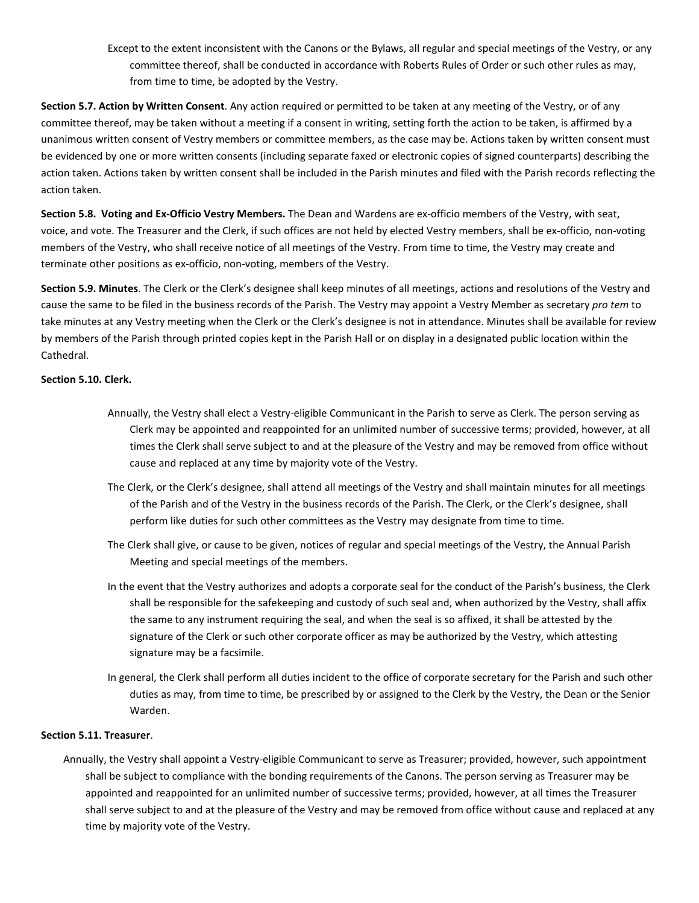Except to the extent inconsistent with the Canons or the Bylaws, all regular and special meetings of the Vestry, or any committee thereof, shall be conducted in accordance with Roberts Rules of Order or such other rules as may, from time to time, be adopted by the Vestry.

**Section 5.7. Action by Written Consent**. Any action required or permitted to be taken at any meeting of the Vestry, or of any committee thereof, may be taken without a meeting if a consent in writing, setting forth the action to be taken, is affirmed by a unanimous written consent of Vestry members or committee members, as the case may be. Actions taken by written consent must be evidenced by one or more written consents (including separate faxed or electronic copies of signed counterparts) describing the action taken. Actions taken by written consent shall be included in the Parish minutes and filed with the Parish records reflecting the action taken.

**Section 5.8. Voting and Ex-Officio Vestry Members.** The Dean and Wardens are ex-officio members of the Vestry, with seat, voice, and vote. The Treasurer and the Clerk, if such offices are not held by elected Vestry members, shall be ex-officio, non-voting members of the Vestry, who shall receive notice of all meetings of the Vestry. From time to time, the Vestry may create and terminate other positions as ex-officio, non-voting, members of the Vestry.

**Section 5.9. Minutes**. The Clerk or the Clerk's designee shall keep minutes of all meetings, actions and resolutions of the Vestry and cause the same to be filed in the business records of the Parish. The Vestry may appoint a Vestry Member as secretary *pro tem* to take minutes at any Vestry meeting when the Clerk or the Clerk's designee is not in attendance. Minutes shall be available for review by members of the Parish through printed copies kept in the Parish Hall or on display in a designated public location within the Cathedral.

**Section 5.10. Clerk.**

Annually, the Vestry shall elect a Vestry-eligible Communicant in the Parish to serve as Clerk. The person serving as Clerk may be appointed and reappointed for an unlimited number of successive terms; provided, however, at all times the Clerk shall serve subject to and at the pleasure of the Vestry and may be removed from office without cause and replaced at any time by majority vote of the Vestry.

The Clerk, or the Clerk's designee, shall attend all meetings of the Vestry and shall maintain minutes for all meetings of the Parish and of the Vestry in the business records of the Parish. The Clerk, or the Clerk's designee, shall perform like duties for such other committees as the Vestry may designate from time to time.

The Clerk shall give, or cause to be given, notices of regular and special meetings of the Vestry, the Annual Parish Meeting and special meetings of the members.

In the event that the Vestry authorizes and adopts a corporate seal for the conduct of the Parish's business, the Clerk shall be responsible for the safekeeping and custody of such seal and, when authorized by the Vestry, shall affix the same to any instrument requiring the seal, and when the seal is so affixed, it shall be attested by the signature of the Clerk or such other corporate officer as may be authorized by the Vestry, which attesting signature may be a facsimile.

In general, the Clerk shall perform all duties incident to the office of corporate secretary for the Parish and such other duties as may, from time to time, be prescribed by or assigned to the Clerk by the Vestry, the Dean or the Senior Warden.

**Section 5.11. Treasurer**.

Annually, the Vestry shall appoint a Vestry-eligible Communicant to serve as Treasurer; provided, however, such appointment shall be subject to compliance with the bonding requirements of the Canons. The person serving as Treasurer may be appointed and reappointed for an unlimited number of successive terms; provided, however, at all times the Treasurer shall serve subject to and at the pleasure of the Vestry and may be removed from office without cause and replaced at any time by majority vote of the Vestry.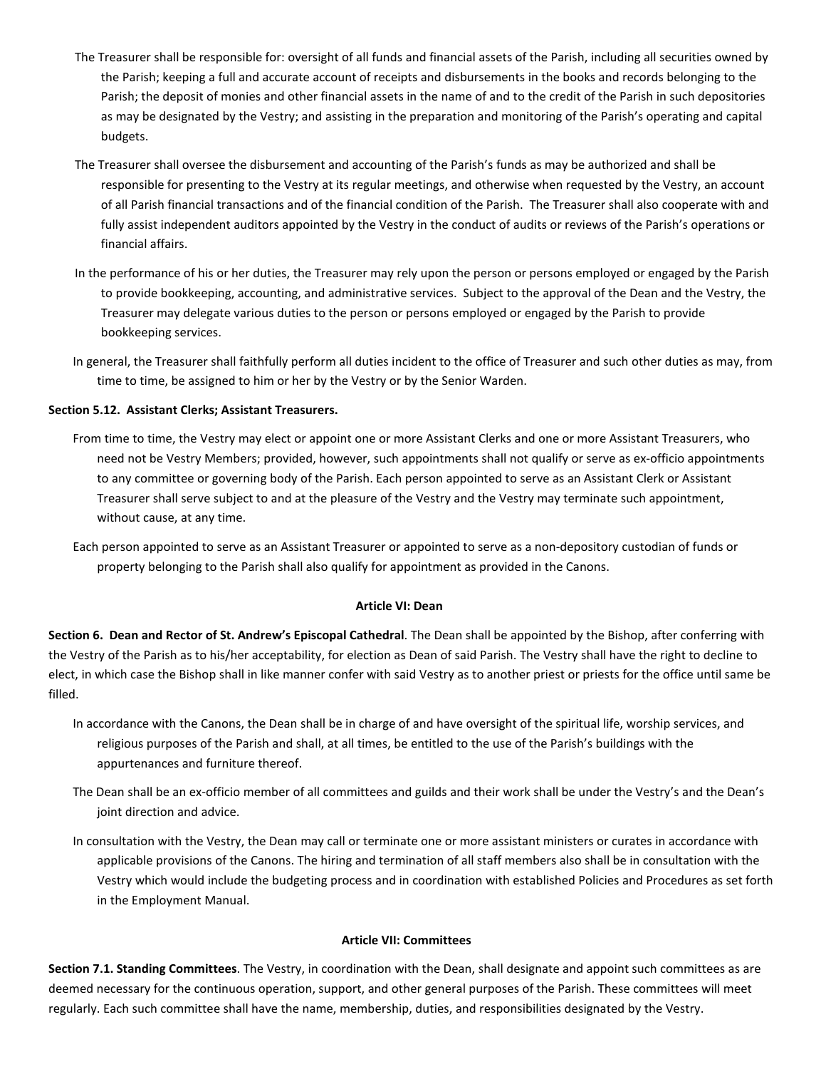The Treasurer shall be responsible for: oversight of all funds and financial assets of the Parish, including all securities owned by the Parish; keeping a full and accurate account of receipts and disbursements in the books and records belonging to the Parish; the deposit of monies and other financial assets in the name of and to the credit of the Parish in such depositories as may be designated by the Vestry; and assisting in the preparation and monitoring of the Parish's operating and capital budgets.

The Treasurer shall oversee the disbursement and accounting of the Parish's funds as may be authorized and shall be responsible for presenting to the Vestry at its regular meetings, and otherwise when requested by the Vestry, an account of all Parish financial transactions and of the financial condition of the Parish. The Treasurer shall also cooperate with and fully assist independent auditors appointed by the Vestry in the conduct of audits or reviews of the Parish's operations or financial affairs.

In the performance of his or her duties, the Treasurer may rely upon the person or persons employed or engaged by the Parish to provide bookkeeping, accounting, and administrative services. Subject to the approval of the Dean and the Vestry, the Treasurer may delegate various duties to the person or persons employed or engaged by the Parish to provide bookkeeping services.

In general, the Treasurer shall faithfully perform all duties incident to the office of Treasurer and such other duties as may, from time to time, be assigned to him or her by the Vestry or by the Senior Warden.

**Section 5.12. Assistant Clerks; Assistant Treasurers.**

From time to time, the Vestry may elect or appoint one or more Assistant Clerks and one or more Assistant Treasurers, who need not be Vestry Members; provided, however, such appointments shall not qualify or serve as ex-officio appointments to any committee or governing body of the Parish. Each person appointed to serve as an Assistant Clerk or Assistant Treasurer shall serve subject to and at the pleasure of the Vestry and the Vestry may terminate such appointment, without cause, at any time.

Each person appointed to serve as an Assistant Treasurer or appointed to serve as a non-depository custodian of funds or property belonging to the Parish shall also qualify for appointment as provided in the Canons.

## Article VI: Dean

**Section 6. Dean and Rector of St. Andrew's Episcopal Cathedral**. The Dean shall be appointed by the Bishop, after conferring with the Vestry of the Parish as to his/her acceptability, for election as Dean of said Parish. The Vestry shall have the right to decline to elect, in which case the Bishop shall in like manner confer with said Vestry as to another priest or priests for the office until same be filled.

In accordance with the Canons, the Dean shall be in charge of and have oversight of the spiritual life, worship services, and religious purposes of the Parish and shall, at all times, be entitled to the use of the Parish's buildings with the appurtenances and furniture thereof.

The Dean shall be an ex-officio member of all committees and guilds and their work shall be under the Vestry's and the Dean's joint direction and advice.

In consultation with the Vestry, the Dean may call or terminate one or more assistant ministers or curates in accordance with applicable provisions of the Canons. The hiring and termination of all staff members also shall be in consultation with the Vestry which would include the budgeting process and in coordination with established Policies and Procedures as set forth in the Employment Manual.

## Article VII: Committees

**Section 7.1. Standing Committees**. The Vestry, in coordination with the Dean, shall designate and appoint such committees as are deemed necessary for the continuous operation, support, and other general purposes of the Parish. These committees will meet regularly. Each such committee shall have the name, membership, duties, and responsibilities designated by the Vestry.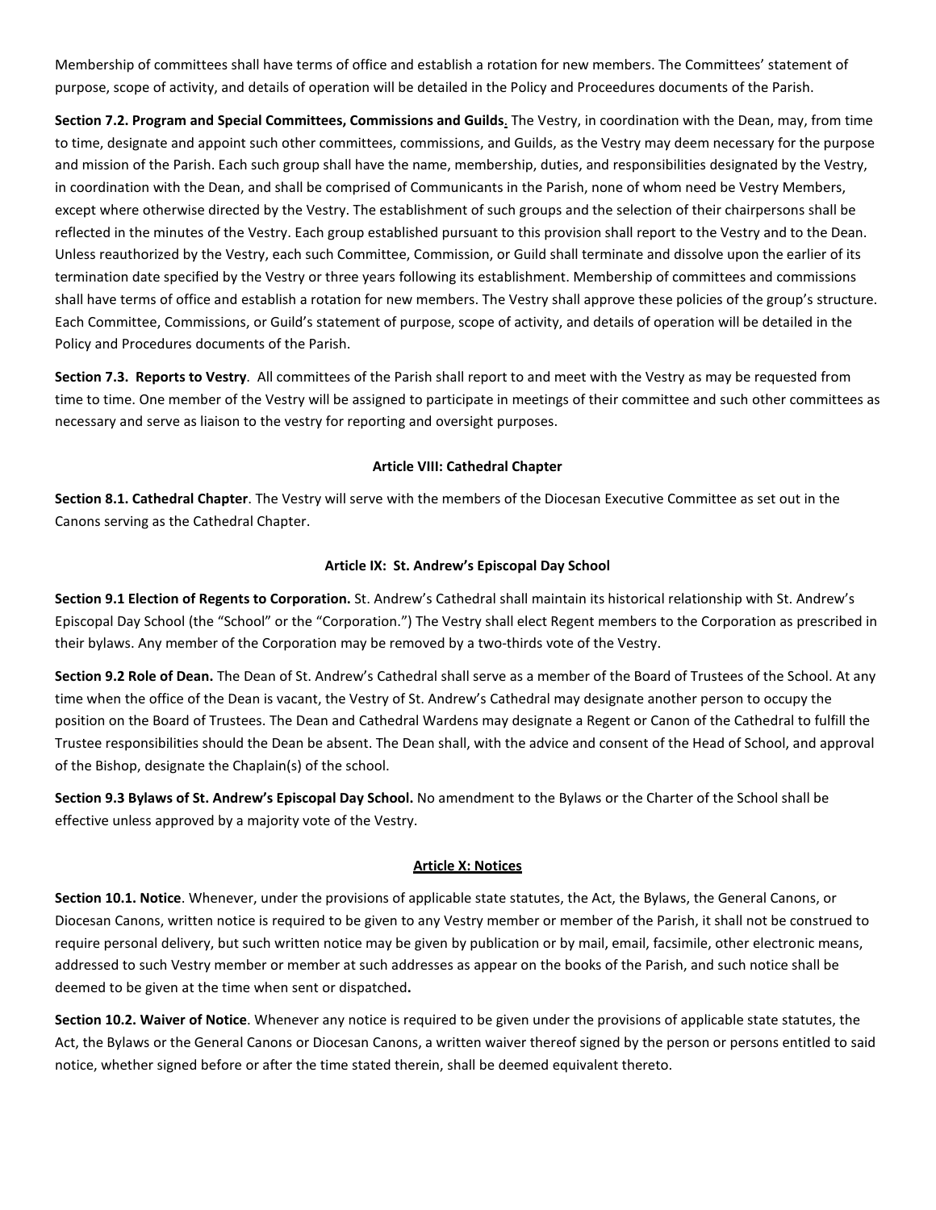Membership of committees shall have terms of office and establish a rotation for new members. The Committees' statement of purpose, scope of activity, and details of operation will be detailed in the Policy and Proceedures documents of the Parish.

**Section 7.2. Program and Special Committees, Commissions and Guilds.** The Vestry, in coordination with the Dean, may, from time to time, designate and appoint such other committees, commissions, and Guilds, as the Vestry may deem necessary for the purpose and mission of the Parish. Each such group shall have the name, membership, duties, and responsibilities designated by the Vestry, in coordination with the Dean, and shall be comprised of Communicants in the Parish, none of whom need be Vestry Members, except where otherwise directed by the Vestry. The establishment of such groups and the selection of their chairpersons shall be reflected in the minutes of the Vestry. Each group established pursuant to this provision shall report to the Vestry and to the Dean. Unless reauthorized by the Vestry, each such Committee, Commission, or Guild shall terminate and dissolve upon the earlier of its termination date specified by the Vestry or three years following its establishment. Membership of committees and commissions shall have terms of office and establish a rotation for new members. The Vestry shall approve these policies of the group's structure. Each Committee, Commissions, or Guild's statement of purpose, scope of activity, and details of operation will be detailed in the Policy and Procedures documents of the Parish.

**Section 7.3. Reports to Vestry**. All committees of the Parish shall report to and meet with the Vestry as may be requested from time to time. One member of the Vestry will be assigned to participate in meetings of their committee and such other committees as necessary and serve as liaison to the vestry for reporting and oversight purposes.

## Article VIII: Cathedral Chapter

**Section 8.1. Cathedral Chapter**. The Vestry will serve with the members of the Diocesan Executive Committee as set out in the Canons serving as the Cathedral Chapter.

## Article IX: St. Andrew's Episcopal Day School

**Section 9.1 Election of Regents to Corporation.** St. Andrew's Cathedral shall maintain its historical relationship with St. Andrew's Episcopal Day School (the "School" or the "Corporation.") The Vestry shall elect Regent members to the Corporation as prescribed in their bylaws. Any member of the Corporation may be removed by a two-thirds vote of the Vestry.

**Section 9.2 Role of Dean.** The Dean of St. Andrew's Cathedral shall serve as a member of the Board of Trustees of the School. At any time when the office of the Dean is vacant, the Vestry of St. Andrew's Cathedral may designate another person to occupy the position on the Board of Trustees. The Dean and Cathedral Wardens may designate a Regent or Canon of the Cathedral to fulfill the Trustee responsibilities should the Dean be absent. The Dean shall, with the advice and consent of the Head of School, and approval of the Bishop, designate the Chaplain(s) of the school.

**Section 9.3 Bylaws of St. Andrew's Episcopal Day School.** No amendment to the Bylaws or the Charter of the School shall be effective unless approved by a majority vote of the Vestry.

## Article X: Notices

**Section 10.1. Notice**. Whenever, under the provisions of applicable state statutes, the Act, the Bylaws, the General Canons, or Diocesan Canons, written notice is required to be given to any Vestry member or member of the Parish, it shall not be construed to require personal delivery, but such written notice may be given by publication or by mail, email, facsimile, other electronic means, addressed to such Vestry member or member at such addresses as appear on the books of the Parish, and such notice shall be deemed to be given at the time when sent or dispatched**.**

**Section 10.2. Waiver of Notice**. Whenever any notice is required to be given under the provisions of applicable state statutes, the Act, the Bylaws or the General Canons or Diocesan Canons, a written waiver thereof signed by the person or persons entitled to said notice, whether signed before or after the time stated therein, shall be deemed equivalent thereto.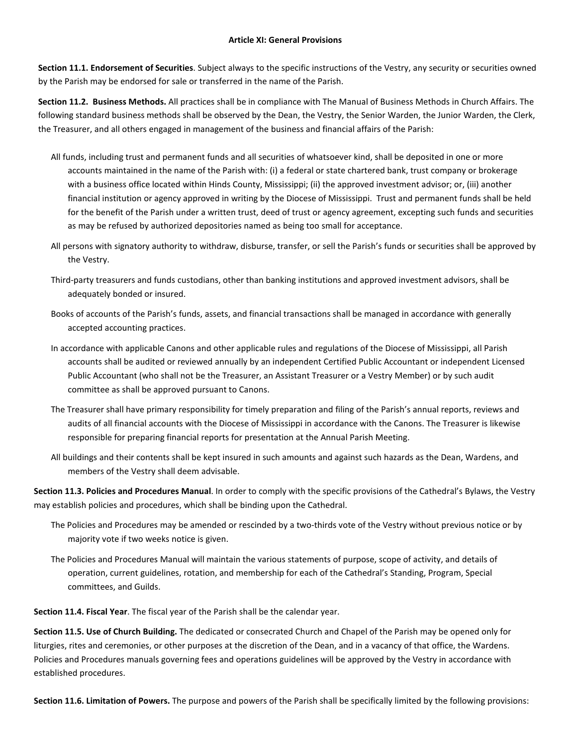## Article XI: General Provisions

**Section 11.1. Endorsement of Securities**. Subject always to the specific instructions of the Vestry, any security or securities owned by the Parish may be endorsed for sale or transferred in the name of the Parish.

**Section 11.2. Business Methods.** All practices shall be in compliance with The Manual of Business Methods in Church Affairs. The following standard business methods shall be observed by the Dean, the Vestry, the Senior Warden, the Junior Warden, the Clerk, the Treasurer, and all others engaged in management of the business and financial affairs of the Parish:

- All funds, including trust and permanent funds and all securities of whatsoever kind, shall be deposited in one or more accounts maintained in the name of the Parish with: (i) a federal or state chartered bank, trust company or brokerage with a business office located within Hinds County, Mississippi; (ii) the approved investment advisor; or, (iii) another financial institution or agency approved in writing by the Diocese of Mississippi. Trust and permanent funds shall be held for the benefit of the Parish under a written trust, deed of trust or agency agreement, excepting such funds and securities as may be refused by authorized depositories named as being too small for acceptance.
- All persons with signatory authority to withdraw, disburse, transfer, or sell the Parish's funds or securities shall be approved by the Vestry.
- Third-party treasurers and funds custodians, other than banking institutions and approved investment advisors, shall be adequately bonded or insured.
- Books of accounts of the Parish's funds, assets, and financial transactions shall be managed in accordance with generally accepted accounting practices.
- In accordance with applicable Canons and other applicable rules and regulations of the Diocese of Mississippi, all Parish accounts shall be audited or reviewed annually by an independent Certified Public Accountant or independent Licensed Public Accountant (who shall not be the Treasurer, an Assistant Treasurer or a Vestry Member) or by such audit committee as shall be approved pursuant to Canons.
- The Treasurer shall have primary responsibility for timely preparation and filing of the Parish's annual reports, reviews and audits of all financial accounts with the Diocese of Mississippi in accordance with the Canons. The Treasurer is likewise responsible for preparing financial reports for presentation at the Annual Parish Meeting.
- All buildings and their contents shall be kept insured in such amounts and against such hazards as the Dean, Wardens, and members of the Vestry shall deem advisable.

**Section 11.3. Policies and Procedures Manual**. In order to comply with the specific provisions of the Cathedral's Bylaws, the Vestry may establish policies and procedures, which shall be binding upon the Cathedral.

- The Policies and Procedures may be amended or rescinded by a two-thirds vote of the Vestry without previous notice or by majority vote if two weeks notice is given.
- The Policies and Procedures Manual will maintain the various statements of purpose, scope of activity, and details of operation, current guidelines, rotation, and membership for each of the Cathedral's Standing, Program, Special committees, and Guilds.

**Section 11.4. Fiscal Year**. The fiscal year of the Parish shall be the calendar year.

**Section 11.5. Use of Church Building.** The dedicated or consecrated Church and Chapel of the Parish may be opened only for liturgies, rites and ceremonies, or other purposes at the discretion of the Dean, and in a vacancy of that office, the Wardens. Policies and Procedures manuals governing fees and operations guidelines will be approved by the Vestry in accordance with established procedures.

**Section 11.6. Limitation of Powers.** The purpose and powers of the Parish shall be specifically limited by the following provisions: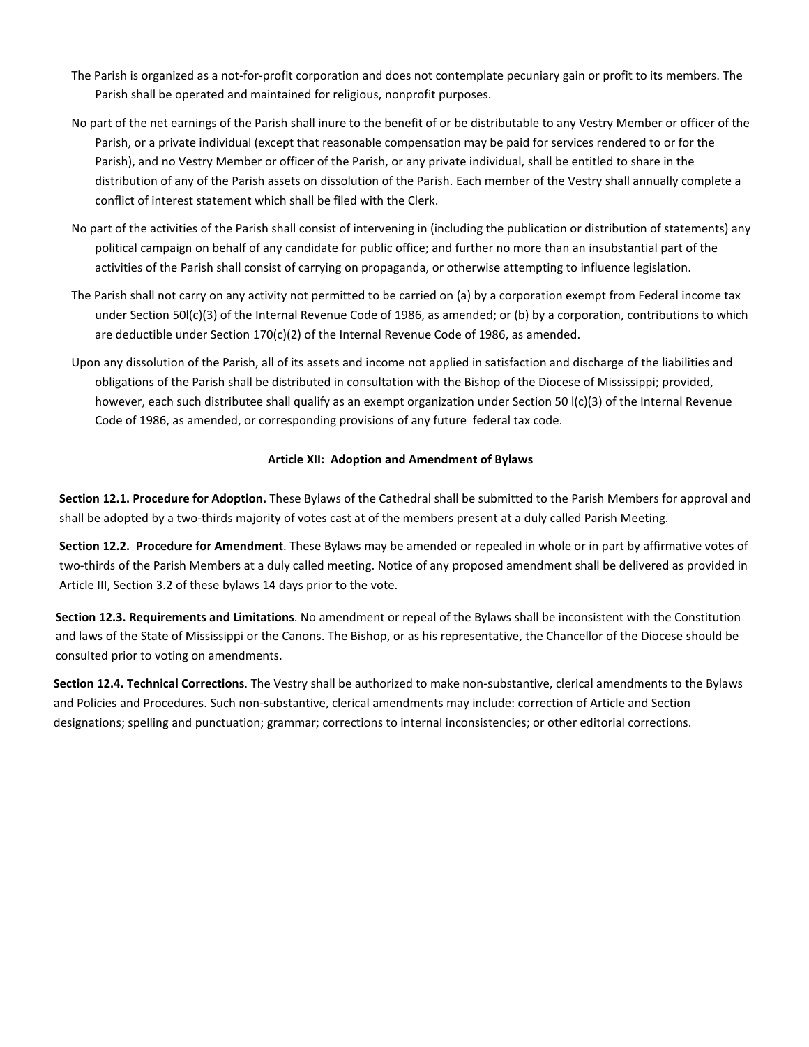The Parish is organized as a not-for-profit corporation and does not contemplate pecuniary gain or profit to its members. The Parish shall be operated and maintained for religious, nonprofit purposes.

No part of the net earnings of the Parish shall inure to the benefit of or be distributable to any Vestry Member or officer of the Parish, or a private individual (except that reasonable compensation may be paid for services rendered to or for the Parish), and no Vestry Member or officer of the Parish, or any private individual, shall be entitled to share in the distribution of any of the Parish assets on dissolution of the Parish. Each member of the Vestry shall annually complete a conflict of interest statement which shall be filed with the Clerk.

No part of the activities of the Parish shall consist of intervening in (including the publication or distribution of statements) any political campaign on behalf of any candidate for public office; and further no more than an insubstantial part of the activities of the Parish shall consist of carrying on propaganda, or otherwise attempting to influence legislation.

The Parish shall not carry on any activity not permitted to be carried on (a) by a corporation exempt from Federal income tax under Section 50l(c)(3) of the Internal Revenue Code of 1986, as amended; or (b) by a corporation, contributions to which are deductible under Section 170(c)(2) of the Internal Revenue Code of 1986, as amended.

Upon any dissolution of the Parish, all of its assets and income not applied in satisfaction and discharge of the liabilities and obligations of the Parish shall be distributed in consultation with the Bishop of the Diocese of Mississippi; provided, however, each such distributee shall qualify as an exempt organization under Section 50 l(c)(3) of the Internal Revenue Code of 1986, as amended, or corresponding provisions of any future federal tax code.

## Article XII: Adoption and Amendment of Bylaws

**Section 12.1. Procedure for Adoption.** These Bylaws of the Cathedral shall be submitted to the Parish Members for approval and shall be adopted by a two-thirds majority of votes cast at of the members present at a duly called Parish Meeting.

**Section 12.2. Procedure for Amendment**. These Bylaws may be amended or repealed in whole or in part by affirmative votes of two-thirds of the Parish Members at a duly called meeting. Notice of any proposed amendment shall be delivered as provided in Article III, Section 3.2 of these bylaws 14 days prior to the vote.

**Section 12.3. Requirements and Limitations**. No amendment or repeal of the Bylaws shall be inconsistent with the Constitution and laws of the State of Mississippi or the Canons. The Bishop, or as his representative, the Chancellor of the Diocese should be consulted prior to voting on amendments.

**Section 12.4. Technical Corrections**. The Vestry shall be authorized to make non-substantive, clerical amendments to the Bylaws and Policies and Procedures. Such non-substantive, clerical amendments may include: correction of Article and Section designations; spelling and punctuation; grammar; corrections to internal inconsistencies; or other editorial corrections.